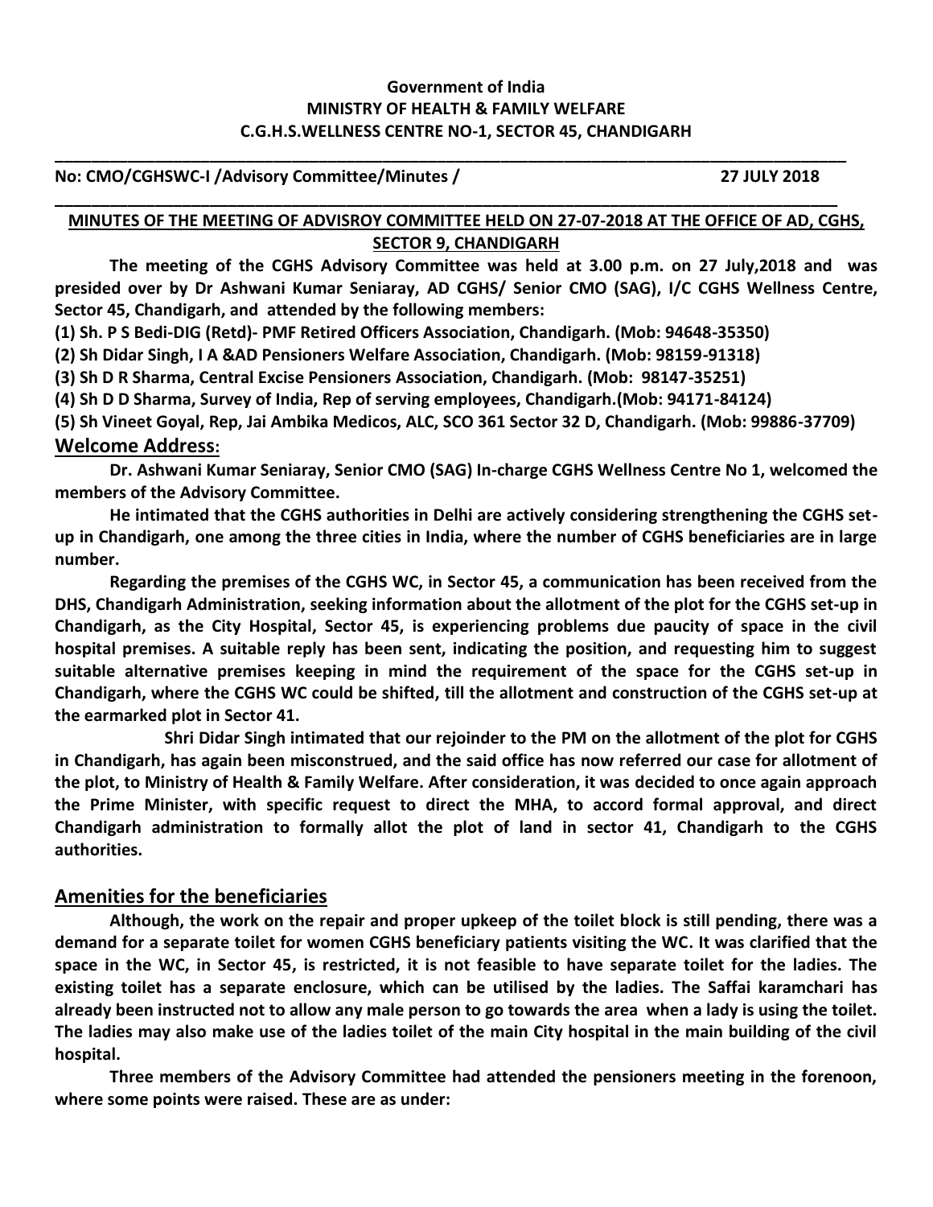**Government of India**
**MINISTRY OF HEALTH & FAMILY WELFARE**
**C.G.H.S.WELLNESS CENTRE NO-1, SECTOR 45, CHANDIGARH**

---

**No: CMO/CGHSWC-I /Advisory Committee/Minutes /** **27 JULY 2018**

---

**MINUTES OF THE MEETING OF ADVISROY COMMITTEE HELD ON 27-07-2018 AT THE OFFICE OF AD, CGHS, SECTOR 9, CHANDIGARH**

**The meeting of the CGHS Advisory Committee was held at 3.00 p.m. on 27 July,2018 and was presided over by Dr Ashwani Kumar Seniaray, AD CGHS/ Senior CMO (SAG), I/C CGHS Wellness Centre, Sector 45, Chandigarh, and attended by the following members:**

**(1) Sh. P S Bedi-DIG (Retd)- PMF Retired Officers Association, Chandigarh. (Mob: 94648-35350)**

**(2) Sh Didar Singh, I A &AD Pensioners Welfare Association, Chandigarh. (Mob: 98159-91318)**

**(3) Sh D R Sharma, Central Excise Pensioners Association, Chandigarh. (Mob: 98147-35251)**

**(4) Sh D D Sharma, Survey of India, Rep of serving employees, Chandigarh.(Mob: 94171-84124)**

**(5) Sh Vineet Goyal, Rep, Jai Ambika Medicos, ALC, SCO 361 Sector 32 D, Chandigarh. (Mob: 99886-37709)**

## Welcome Address:

**Dr. Ashwani Kumar Seniaray, Senior CMO (SAG) In-charge CGHS Wellness Centre No 1, welcomed the members of the Advisory Committee.**

**He intimated that the CGHS authorities in Delhi are actively considering strengthening the CGHS set-up in Chandigarh, one among the three cities in India, where the number of CGHS beneficiaries are in large number.**

**Regarding the premises of the CGHS WC, in Sector 45, a communication has been received from the DHS, Chandigarh Administration, seeking information about the allotment of the plot for the CGHS set-up in Chandigarh, as the City Hospital, Sector 45, is experiencing problems due paucity of space in the civil hospital premises. A suitable reply has been sent, indicating the position, and requesting him to suggest suitable alternative premises keeping in mind the requirement of the space for the CGHS set-up in Chandigarh, where the CGHS WC could be shifted, till the allotment and construction of the CGHS set-up at the earmarked plot in Sector 41.**

**Shri Didar Singh intimated that our rejoinder to the PM on the allotment of the plot for CGHS in Chandigarh, has again been misconstrued, and the said office has now referred our case for allotment of the plot, to Ministry of Health & Family Welfare. After consideration, it was decided to once again approach the Prime Minister, with specific request to direct the MHA, to accord formal approval, and direct Chandigarh administration to formally allot the plot of land in sector 41, Chandigarh to the CGHS authorities.**

## Amenities for the beneficiaries

**Although, the work on the repair and proper upkeep of the toilet block is still pending, there was a demand for a separate toilet for women CGHS beneficiary patients visiting the WC. It was clarified that the space in the WC, in Sector 45, is restricted, it is not feasible to have separate toilet for the ladies. The existing toilet has a separate enclosure, which can be utilised by the ladies. The Saffai karamchari has already been instructed not to allow any male person to go towards the area when a lady is using the toilet. The ladies may also make use of the ladies toilet of the main City hospital in the main building of the civil hospital.**

**Three members of the Advisory Committee had attended the pensioners meeting in the forenoon, where some points were raised. These are as under:**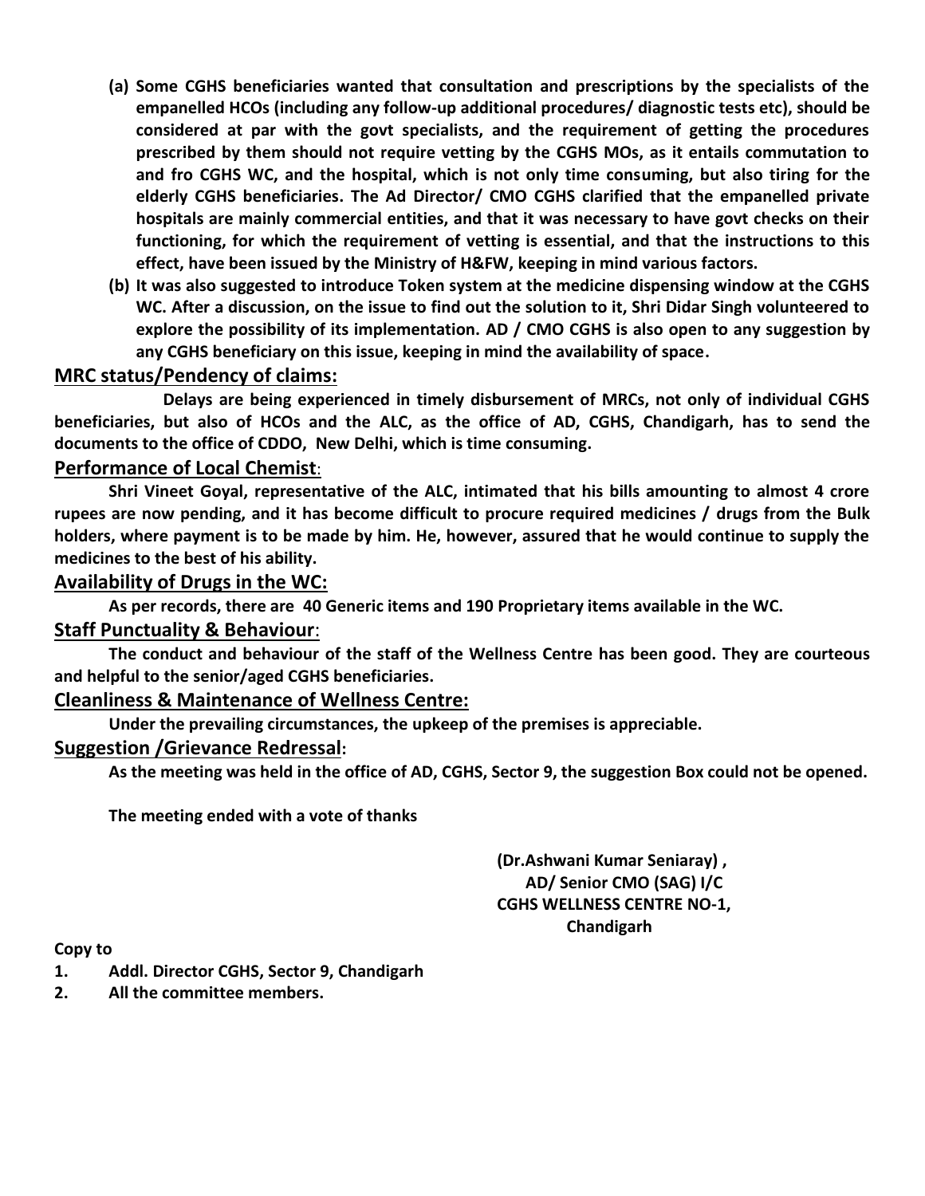**(a) Some CGHS beneficiaries wanted that consultation and prescriptions by the specialists of the empanelled HCOs (including any follow-up additional procedures/ diagnostic tests etc), should be considered at par with the govt specialists, and the requirement of getting the procedures prescribed by them should not require vetting by the CGHS MOs, as it entails commutation to and fro CGHS WC, and the hospital, which is not only time consuming, but also tiring for the elderly CGHS beneficiaries. The Ad Director/ CMO CGHS clarified that the empanelled private hospitals are mainly commercial entities, and that it was necessary to have govt checks on their functioning, for which the requirement of vetting is essential, and that the instructions to this effect, have been issued by the Ministry of H&FW, keeping in mind various factors.**

**(b) It was also suggested to introduce Token system at the medicine dispensing window at the CGHS WC. After a discussion, on the issue to find out the solution to it, Shri Didar Singh volunteered to explore the possibility of its implementation. AD / CMO CGHS is also open to any suggestion by any CGHS beneficiary on this issue, keeping in mind the availability of space.**

## MRC status/Pendency of claims:

**Delays are being experienced in timely disbursement of MRCs, not only of individual CGHS beneficiaries, but also of HCOs and the ALC, as the office of AD, CGHS, Chandigarh, has to send the documents to the office of CDDO, New Delhi, which is time consuming.**

## Performance of Local Chemist:

**Shri Vineet Goyal, representative of the ALC, intimated that his bills amounting to almost 4 crore rupees are now pending, and it has become difficult to procure required medicines / drugs from the Bulk holders, where payment is to be made by him. He, however, assured that he would continue to supply the medicines to the best of his ability.**

## Availability of Drugs in the WC:

**As per records, there are 40 Generic items and 190 Proprietary items available in the WC.**

## Staff Punctuality & Behaviour:

**The conduct and behaviour of the staff of the Wellness Centre has been good. They are courteous and helpful to the senior/aged CGHS beneficiaries.**

## Cleanliness & Maintenance of Wellness Centre:

**Under the prevailing circumstances, the upkeep of the premises is appreciable.**

## Suggestion /Grievance Redressal:

**As the meeting was held in the office of AD, CGHS, Sector 9, the suggestion Box could not be opened.**

**The meeting ended with a vote of thanks**

**(Dr.Ashwani Kumar Seniaray) ,**
**AD/ Senior CMO (SAG) I/C**
**CGHS WELLNESS CENTRE NO-1,**
**Chandigarh**

**Copy to**

1. **Addl. Director CGHS, Sector 9, Chandigarh**
2. **All the committee members.**